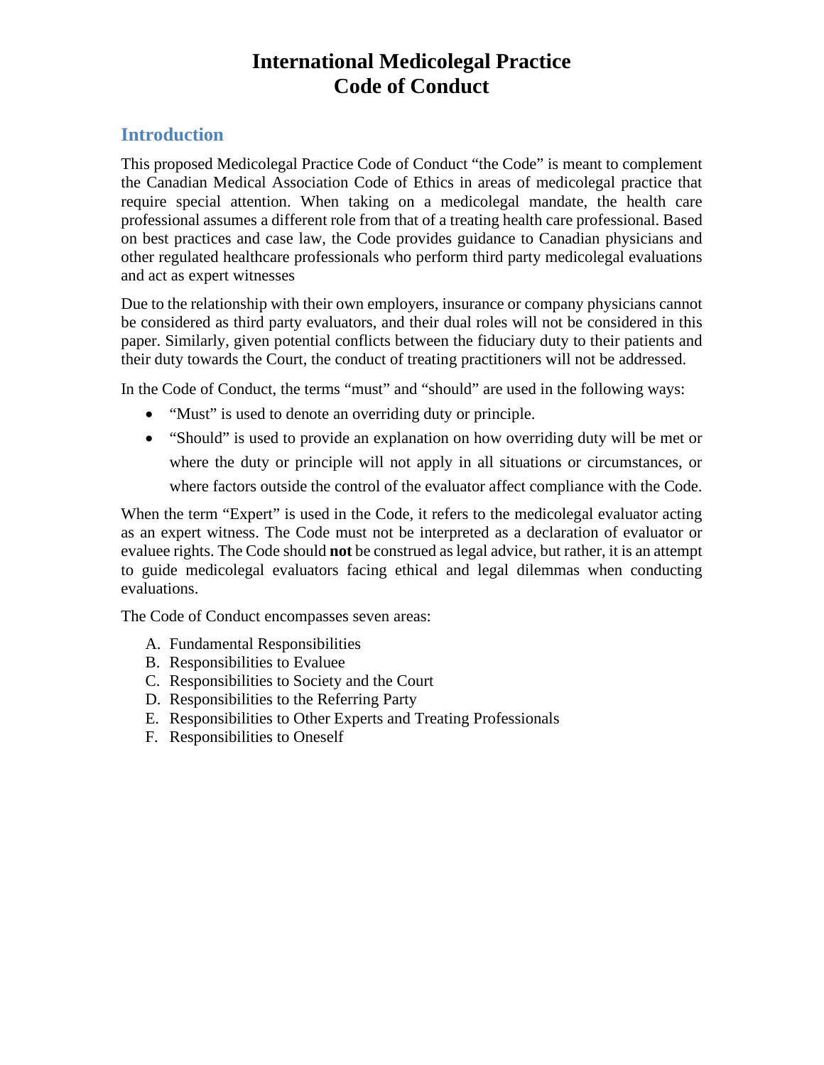# International Medicolegal Practice
# Code of Conduct

## Introduction

This proposed Medicolegal Practice Code of Conduct "the Code" is meant to complement the Canadian Medical Association Code of Ethics in areas of medicolegal practice that require special attention. When taking on a medicolegal mandate, the health care professional assumes a different role from that of a treating health care professional. Based on best practices and case law, the Code provides guidance to Canadian physicians and other regulated healthcare professionals who perform third party medicolegal evaluations and act as expert witnesses

Due to the relationship with their own employers, insurance or company physicians cannot be considered as third party evaluators, and their dual roles will not be considered in this paper. Similarly, given potential conflicts between the fiduciary duty to their patients and their duty towards the Court, the conduct of treating practitioners will not be addressed.

In the Code of Conduct, the terms "must" and "should" are used in the following ways:

- "Must" is used to denote an overriding duty or principle.
- "Should" is used to provide an explanation on how overriding duty will be met or where the duty or principle will not apply in all situations or circumstances, or where factors outside the control of the evaluator affect compliance with the Code.

When the term "Expert" is used in the Code, it refers to the medicolegal evaluator acting as an expert witness. The Code must not be interpreted as a declaration of evaluator or evaluee rights. The Code should **not** be construed as legal advice, but rather, it is an attempt to guide medicolegal evaluators facing ethical and legal dilemmas when conducting evaluations.

The Code of Conduct encompasses seven areas:

A. Fundamental Responsibilities
B. Responsibilities to Evaluee
C. Responsibilities to Society and the Court
D. Responsibilities to the Referring Party
E. Responsibilities to Other Experts and Treating Professionals
F. Responsibilities to Oneself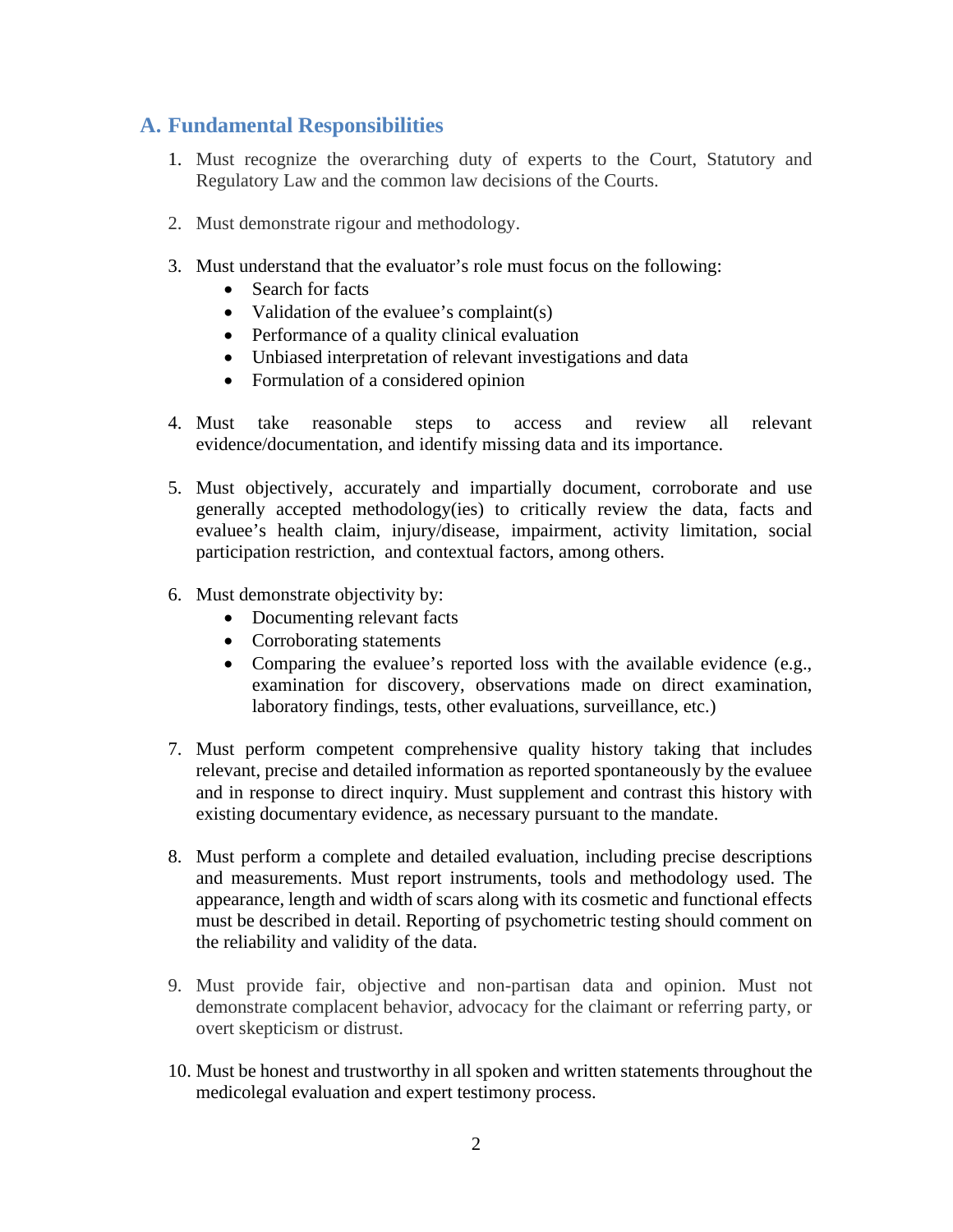## A. Fundamental Responsibilities

1. Must recognize the overarching duty of experts to the Court, Statutory and Regulatory Law and the common law decisions of the Courts.

2. Must demonstrate rigour and methodology.

3. Must understand that the evaluator's role must focus on the following:
   - Search for facts
   - Validation of the evaluee's complaint(s)
   - Performance of a quality clinical evaluation
   - Unbiased interpretation of relevant investigations and data
   - Formulation of a considered opinion

4. Must take reasonable steps to access and review all relevant evidence/documentation, and identify missing data and its importance.

5. Must objectively, accurately and impartially document, corroborate and use generally accepted methodology(ies) to critically review the data, facts and evaluee's health claim, injury/disease, impairment, activity limitation, social participation restriction, and contextual factors, among others.

6. Must demonstrate objectivity by:
   - Documenting relevant facts
   - Corroborating statements
   - Comparing the evaluee's reported loss with the available evidence (e.g., examination for discovery, observations made on direct examination, laboratory findings, tests, other evaluations, surveillance, etc.)

7. Must perform competent comprehensive quality history taking that includes relevant, precise and detailed information as reported spontaneously by the evaluee and in response to direct inquiry. Must supplement and contrast this history with existing documentary evidence, as necessary pursuant to the mandate.

8. Must perform a complete and detailed evaluation, including precise descriptions and measurements. Must report instruments, tools and methodology used. The appearance, length and width of scars along with its cosmetic and functional effects must be described in detail. Reporting of psychometric testing should comment on the reliability and validity of the data.

9. Must provide fair, objective and non-partisan data and opinion. Must not demonstrate complacent behavior, advocacy for the claimant or referring party, or overt skepticism or distrust.

10. Must be honest and trustworthy in all spoken and written statements throughout the medicolegal evaluation and expert testimony process.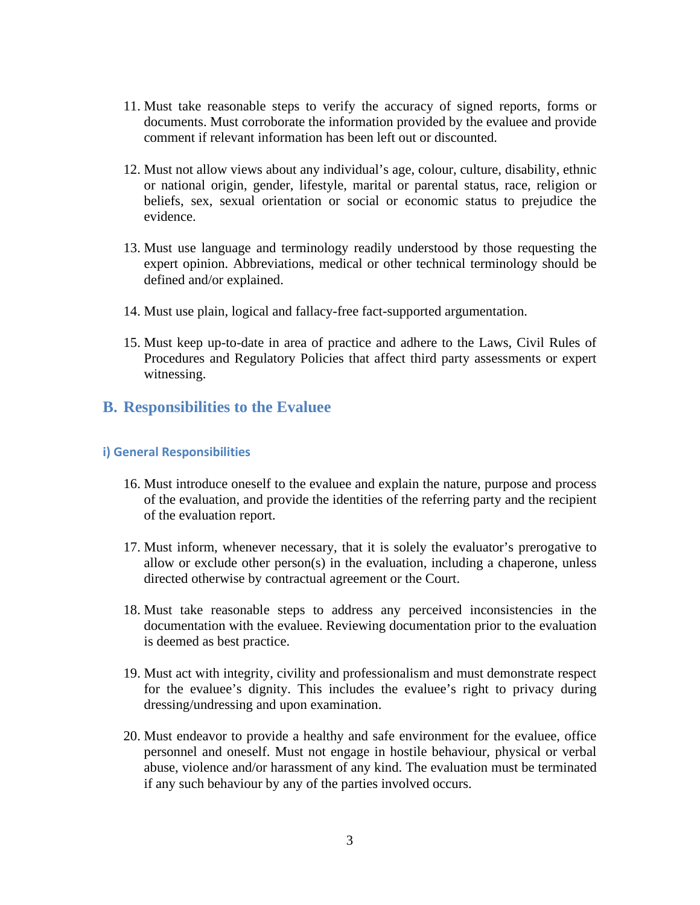11. Must take reasonable steps to verify the accuracy of signed reports, forms or documents. Must corroborate the information provided by the evaluee and provide comment if relevant information has been left out or discounted.

12. Must not allow views about any individual's age, colour, culture, disability, ethnic or national origin, gender, lifestyle, marital or parental status, race, religion or beliefs, sex, sexual orientation or social or economic status to prejudice the evidence.

13. Must use language and terminology readily understood by those requesting the expert opinion. Abbreviations, medical or other technical terminology should be defined and/or explained.

14. Must use plain, logical and fallacy-free fact-supported argumentation.

15. Must keep up-to-date in area of practice and adhere to the Laws, Civil Rules of Procedures and Regulatory Policies that affect third party assessments or expert witnessing.

## B. Responsibilities to the Evaluee

### i) General Responsibilities

16. Must introduce oneself to the evaluee and explain the nature, purpose and process of the evaluation, and provide the identities of the referring party and the recipient of the evaluation report.

17. Must inform, whenever necessary, that it is solely the evaluator's prerogative to allow or exclude other person(s) in the evaluation, including a chaperone, unless directed otherwise by contractual agreement or the Court.

18. Must take reasonable steps to address any perceived inconsistencies in the documentation with the evaluee. Reviewing documentation prior to the evaluation is deemed as best practice.

19. Must act with integrity, civility and professionalism and must demonstrate respect for the evaluee's dignity. This includes the evaluee's right to privacy during dressing/undressing and upon examination.

20. Must endeavor to provide a healthy and safe environment for the evaluee, office personnel and oneself. Must not engage in hostile behaviour, physical or verbal abuse, violence and/or harassment of any kind. The evaluation must be terminated if any such behaviour by any of the parties involved occurs.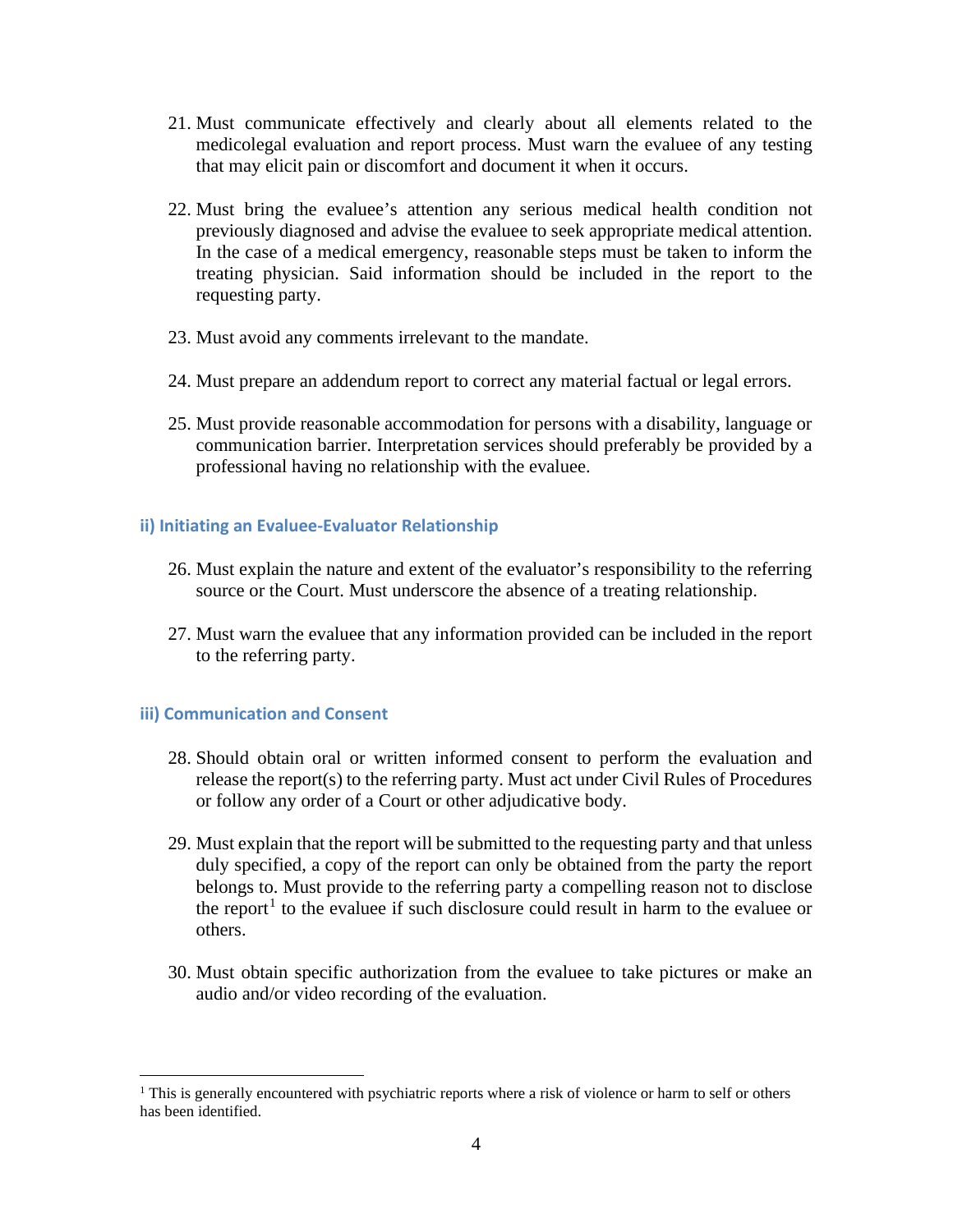21. Must communicate effectively and clearly about all elements related to the medicolegal evaluation and report process. Must warn the evaluee of any testing that may elicit pain or discomfort and document it when it occurs.

22. Must bring the evaluee's attention any serious medical health condition not previously diagnosed and advise the evaluee to seek appropriate medical attention. In the case of a medical emergency, reasonable steps must be taken to inform the treating physician. Said information should be included in the report to the requesting party.

23. Must avoid any comments irrelevant to the mandate.

24. Must prepare an addendum report to correct any material factual or legal errors.

25. Must provide reasonable accommodation for persons with a disability, language or communication barrier. Interpretation services should preferably be provided by a professional having no relationship with the evaluee.

### ii) Initiating an Evaluee-Evaluator Relationship

26. Must explain the nature and extent of the evaluator's responsibility to the referring source or the Court. Must underscore the absence of a treating relationship.

27. Must warn the evaluee that any information provided can be included in the report to the referring party.

### iii) Communication and Consent

28. Should obtain oral or written informed consent to perform the evaluation and release the report(s) to the referring party. Must act under Civil Rules of Procedures or follow any order of a Court or other adjudicative body.

29. Must explain that the report will be submitted to the requesting party and that unless duly specified, a copy of the report can only be obtained from the party the report belongs to. Must provide to the referring party a compelling reason not to disclose the report[1] to the evaluee if such disclosure could result in harm to the evaluee or others.

30. Must obtain specific authorization from the evaluee to take pictures or make an audio and/or video recording of the evaluation.

---

[1] This is generally encountered with psychiatric reports where a risk of violence or harm to self or others has been identified.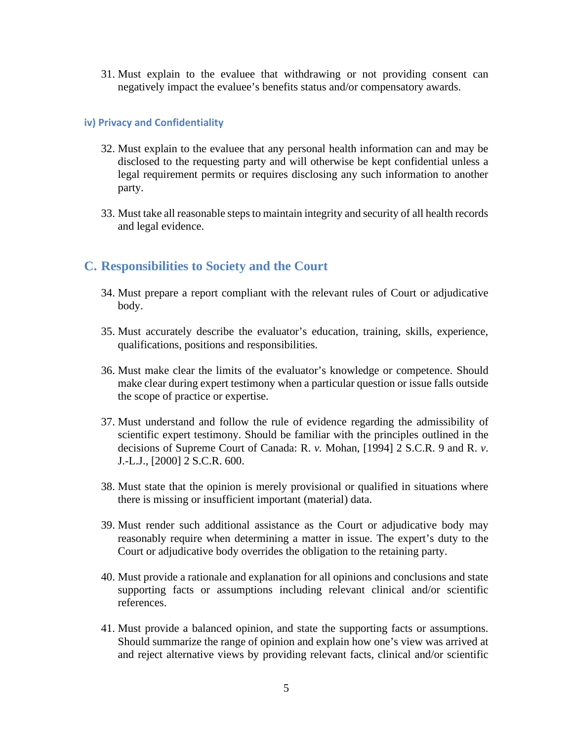31. Must explain to the evaluee that withdrawing or not providing consent can negatively impact the evaluee's benefits status and/or compensatory awards.

#### iv) Privacy and Confidentiality

32. Must explain to the evaluee that any personal health information can and may be disclosed to the requesting party and will otherwise be kept confidential unless a legal requirement permits or requires disclosing any such information to another party.

33. Must take all reasonable steps to maintain integrity and security of all health records and legal evidence.

## C. Responsibilities to Society and the Court

34. Must prepare a report compliant with the relevant rules of Court or adjudicative body.

35. Must accurately describe the evaluator's education, training, skills, experience, qualifications, positions and responsibilities.

36. Must make clear the limits of the evaluator's knowledge or competence. Should make clear during expert testimony when a particular question or issue falls outside the scope of practice or expertise.

37. Must understand and follow the rule of evidence regarding the admissibility of scientific expert testimony. Should be familiar with the principles outlined in the decisions of Supreme Court of Canada: R. *v.* Mohan, [1994] 2 S.C.R. 9 and R. *v.* J.-L.J., [2000] 2 S.C.R. 600.

38. Must state that the opinion is merely provisional or qualified in situations where there is missing or insufficient important (material) data.

39. Must render such additional assistance as the Court or adjudicative body may reasonably require when determining a matter in issue. The expert's duty to the Court or adjudicative body overrides the obligation to the retaining party.

40. Must provide a rationale and explanation for all opinions and conclusions and state supporting facts or assumptions including relevant clinical and/or scientific references.

41. Must provide a balanced opinion, and state the supporting facts or assumptions. Should summarize the range of opinion and explain how one's view was arrived at and reject alternative views by providing relevant facts, clinical and/or scientific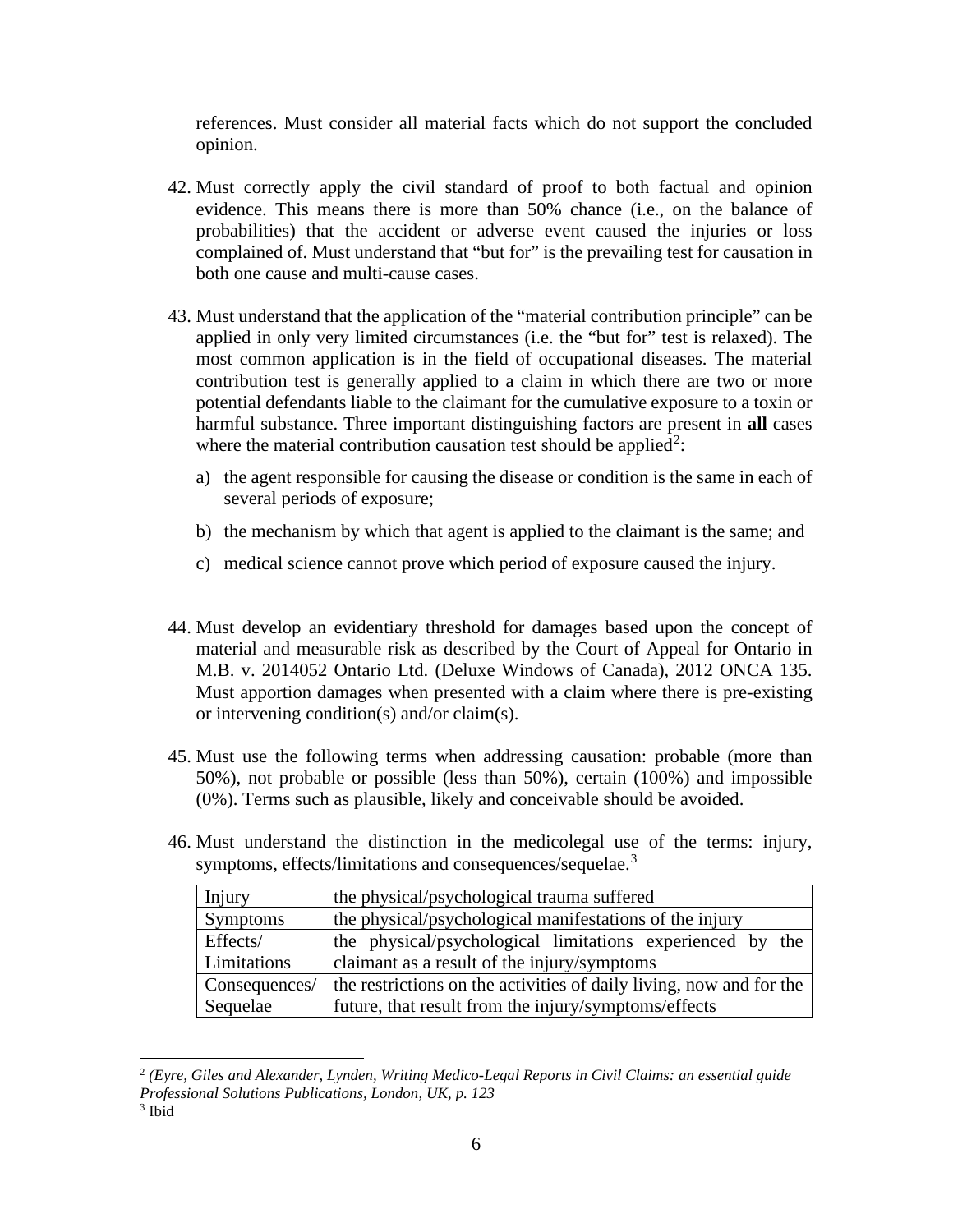references. Must consider all material facts which do not support the concluded opinion.

42. Must correctly apply the civil standard of proof to both factual and opinion evidence. This means there is more than 50% chance (i.e., on the balance of probabilities) that the accident or adverse event caused the injuries or loss complained of. Must understand that "but for" is the prevailing test for causation in both one cause and multi-cause cases.

43. Must understand that the application of the "material contribution principle" can be applied in only very limited circumstances (i.e. the "but for" test is relaxed). The most common application is in the field of occupational diseases. The material contribution test is generally applied to a claim in which there are two or more potential defendants liable to the claimant for the cumulative exposure to a toxin or harmful substance. Three important distinguishing factors are present in **all** cases where the material contribution causation test should be applied[2]:

    a) the agent responsible for causing the disease or condition is the same in each of several periods of exposure;

    b) the mechanism by which that agent is applied to the claimant is the same; and

    c) medical science cannot prove which period of exposure caused the injury.

44. Must develop an evidentiary threshold for damages based upon the concept of material and measurable risk as described by the Court of Appeal for Ontario in M.B. v. 2014052 Ontario Ltd. (Deluxe Windows of Canada), 2012 ONCA 135. Must apportion damages when presented with a claim where there is pre-existing or intervening condition(s) and/or claim(s).

45. Must use the following terms when addressing causation: probable (more than 50%), not probable or possible (less than 50%), certain (100%) and impossible (0%). Terms such as plausible, likely and conceivable should be avoided.

46. Must understand the distinction in the medicolegal use of the terms: injury, symptoms, effects/limitations and consequences/sequelae.[3]

| Injury | the physical/psychological trauma suffered |
|---|---|
| Symptoms | the physical/psychological manifestations of the injury |
| Effects/ Limitations | the physical/psychological limitations experienced by the claimant as a result of the injury/symptoms |
| Consequences/ Sequelae | the restrictions on the activities of daily living, now and for the future, that result from the injury/symptoms/effects |

---

[2] *(Eyre, Giles and Alexander, Lynden, Writing Medico-Legal Reports in Civil Claims: an essential guide Professional Solutions Publications, London, UK, p. 123*

[3] Ibid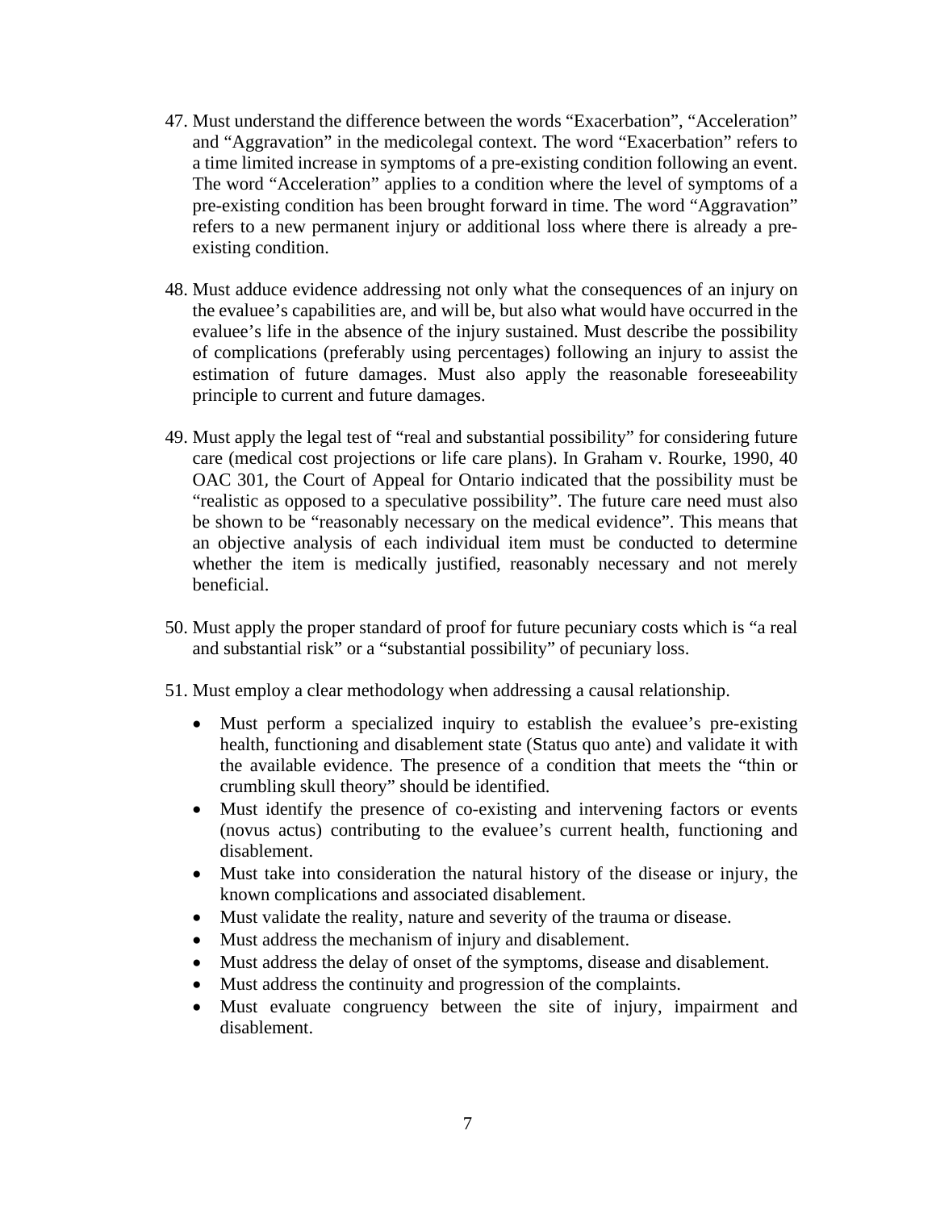47. Must understand the difference between the words “Exacerbation”, “Acceleration” and “Aggravation” in the medicolegal context. The word “Exacerbation” refers to a time limited increase in symptoms of a pre-existing condition following an event. The word “Acceleration” applies to a condition where the level of symptoms of a pre-existing condition has been brought forward in time. The word “Aggravation” refers to a new permanent injury or additional loss where there is already a pre-existing condition.

48. Must adduce evidence addressing not only what the consequences of an injury on the evaluee’s capabilities are, and will be, but also what would have occurred in the evaluee’s life in the absence of the injury sustained. Must describe the possibility of complications (preferably using percentages) following an injury to assist the estimation of future damages. Must also apply the reasonable foreseeability principle to current and future damages.

49. Must apply the legal test of “real and substantial possibility” for considering future care (medical cost projections or life care plans). In Graham v. Rourke, 1990, 40 OAC 301, the Court of Appeal for Ontario indicated that the possibility must be “realistic as opposed to a speculative possibility”. The future care need must also be shown to be “reasonably necessary on the medical evidence”. This means that an objective analysis of each individual item must be conducted to determine whether the item is medically justified, reasonably necessary and not merely beneficial.

50. Must apply the proper standard of proof for future pecuniary costs which is “a real and substantial risk” or a “substantial possibility” of pecuniary loss.

51. Must employ a clear methodology when addressing a causal relationship.
    - Must perform a specialized inquiry to establish the evaluee’s pre-existing health, functioning and disablement state (Status quo ante) and validate it with the available evidence. The presence of a condition that meets the “thin or crumbling skull theory” should be identified.
    - Must identify the presence of co-existing and intervening factors or events (novus actus) contributing to the evaluee’s current health, functioning and disablement.
    - Must take into consideration the natural history of the disease or injury, the known complications and associated disablement.
    - Must validate the reality, nature and severity of the trauma or disease.
    - Must address the mechanism of injury and disablement.
    - Must address the delay of onset of the symptoms, disease and disablement.
    - Must address the continuity and progression of the complaints.
    - Must evaluate congruency between the site of injury, impairment and disablement.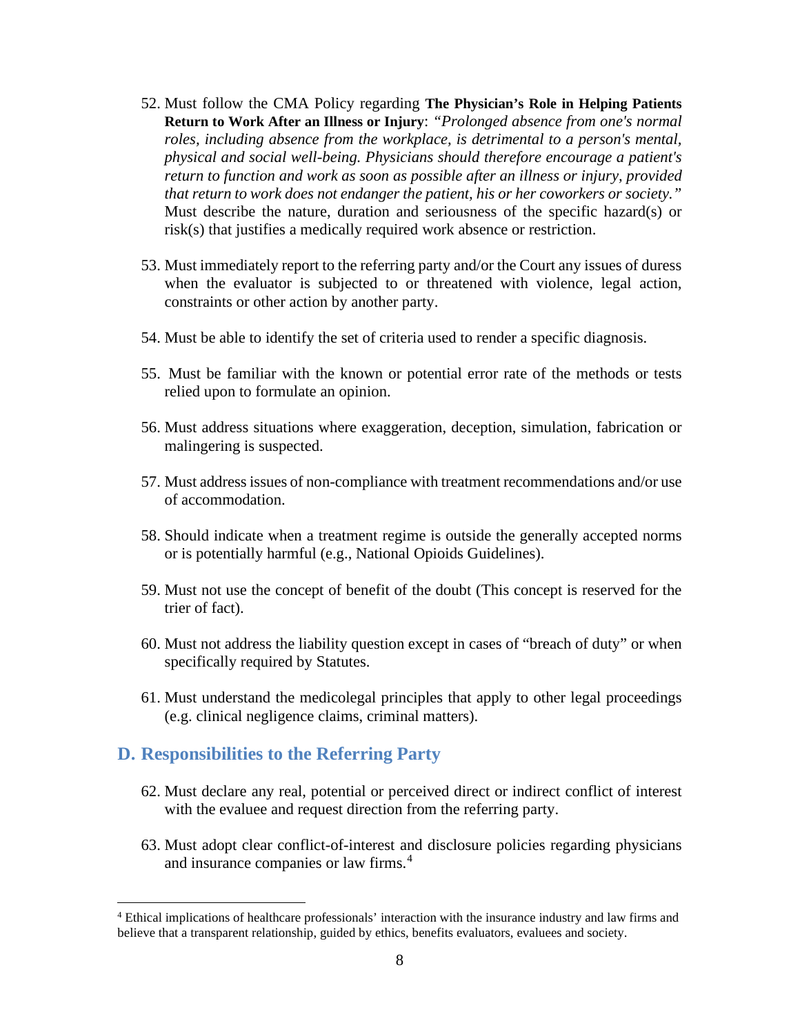52. Must follow the CMA Policy regarding **The Physician's Role in Helping Patients Return to Work After an Illness or Injury**: *"Prolonged absence from one's normal roles, including absence from the workplace, is detrimental to a person's mental, physical and social well-being. Physicians should therefore encourage a patient's return to function and work as soon as possible after an illness or injury, provided that return to work does not endanger the patient, his or her coworkers or society."* Must describe the nature, duration and seriousness of the specific hazard(s) or risk(s) that justifies a medically required work absence or restriction.

53. Must immediately report to the referring party and/or the Court any issues of duress when the evaluator is subjected to or threatened with violence, legal action, constraints or other action by another party.

54. Must be able to identify the set of criteria used to render a specific diagnosis.

55. Must be familiar with the known or potential error rate of the methods or tests relied upon to formulate an opinion.

56. Must address situations where exaggeration, deception, simulation, fabrication or malingering is suspected.

57. Must address issues of non-compliance with treatment recommendations and/or use of accommodation.

58. Should indicate when a treatment regime is outside the generally accepted norms or is potentially harmful (e.g., National Opioids Guidelines).

59. Must not use the concept of benefit of the doubt (This concept is reserved for the trier of fact).

60. Must not address the liability question except in cases of "breach of duty" or when specifically required by Statutes.

61. Must understand the medicolegal principles that apply to other legal proceedings (e.g. clinical negligence claims, criminal matters).

## D. Responsibilities to the Referring Party

62. Must declare any real, potential or perceived direct or indirect conflict of interest with the evaluee and request direction from the referring party.

63. Must adopt clear conflict-of-interest and disclosure policies regarding physicians and insurance companies or law firms.[4]

[4] Ethical implications of healthcare professionals' interaction with the insurance industry and law firms and believe that a transparent relationship, guided by ethics, benefits evaluators, evaluees and society.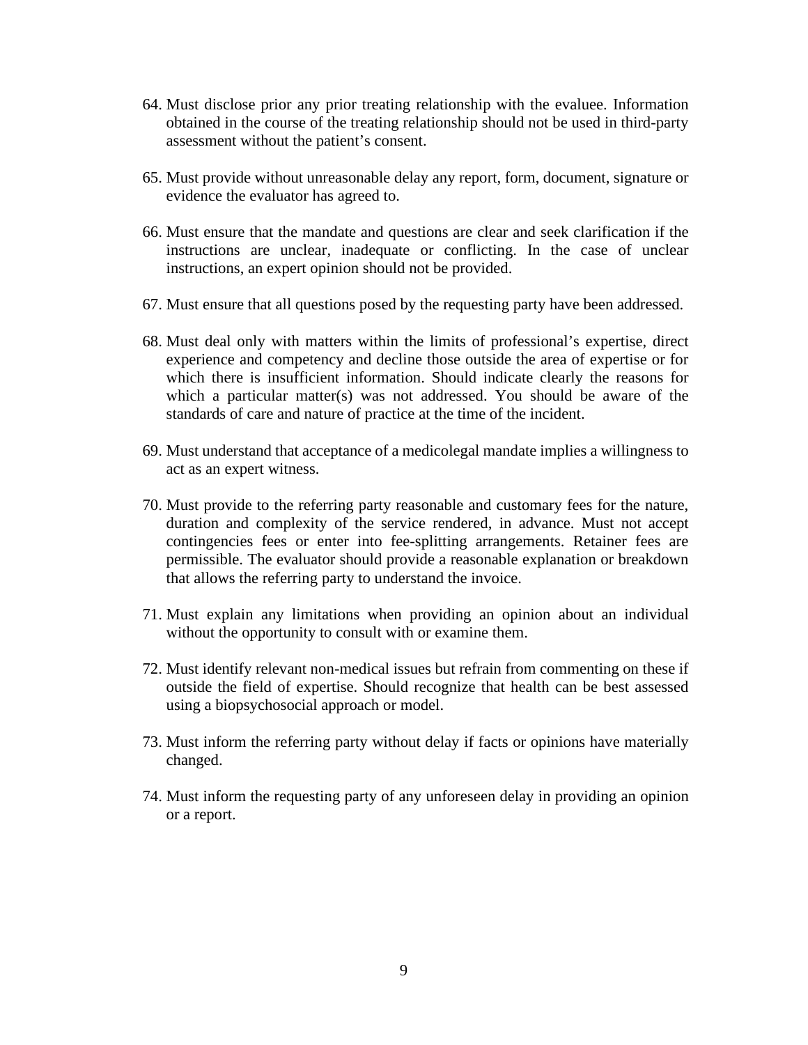64. Must disclose prior any prior treating relationship with the evaluee. Information obtained in the course of the treating relationship should not be used in third-party assessment without the patient's consent.

65. Must provide without unreasonable delay any report, form, document, signature or evidence the evaluator has agreed to.

66. Must ensure that the mandate and questions are clear and seek clarification if the instructions are unclear, inadequate or conflicting. In the case of unclear instructions, an expert opinion should not be provided.

67. Must ensure that all questions posed by the requesting party have been addressed.

68. Must deal only with matters within the limits of professional's expertise, direct experience and competency and decline those outside the area of expertise or for which there is insufficient information. Should indicate clearly the reasons for which a particular matter(s) was not addressed. You should be aware of the standards of care and nature of practice at the time of the incident.

69. Must understand that acceptance of a medicolegal mandate implies a willingness to act as an expert witness.

70. Must provide to the referring party reasonable and customary fees for the nature, duration and complexity of the service rendered, in advance. Must not accept contingencies fees or enter into fee-splitting arrangements. Retainer fees are permissible. The evaluator should provide a reasonable explanation or breakdown that allows the referring party to understand the invoice.

71. Must explain any limitations when providing an opinion about an individual without the opportunity to consult with or examine them.

72. Must identify relevant non-medical issues but refrain from commenting on these if outside the field of expertise. Should recognize that health can be best assessed using a biopsychosocial approach or model.

73. Must inform the referring party without delay if facts or opinions have materially changed.

74. Must inform the requesting party of any unforeseen delay in providing an opinion or a report.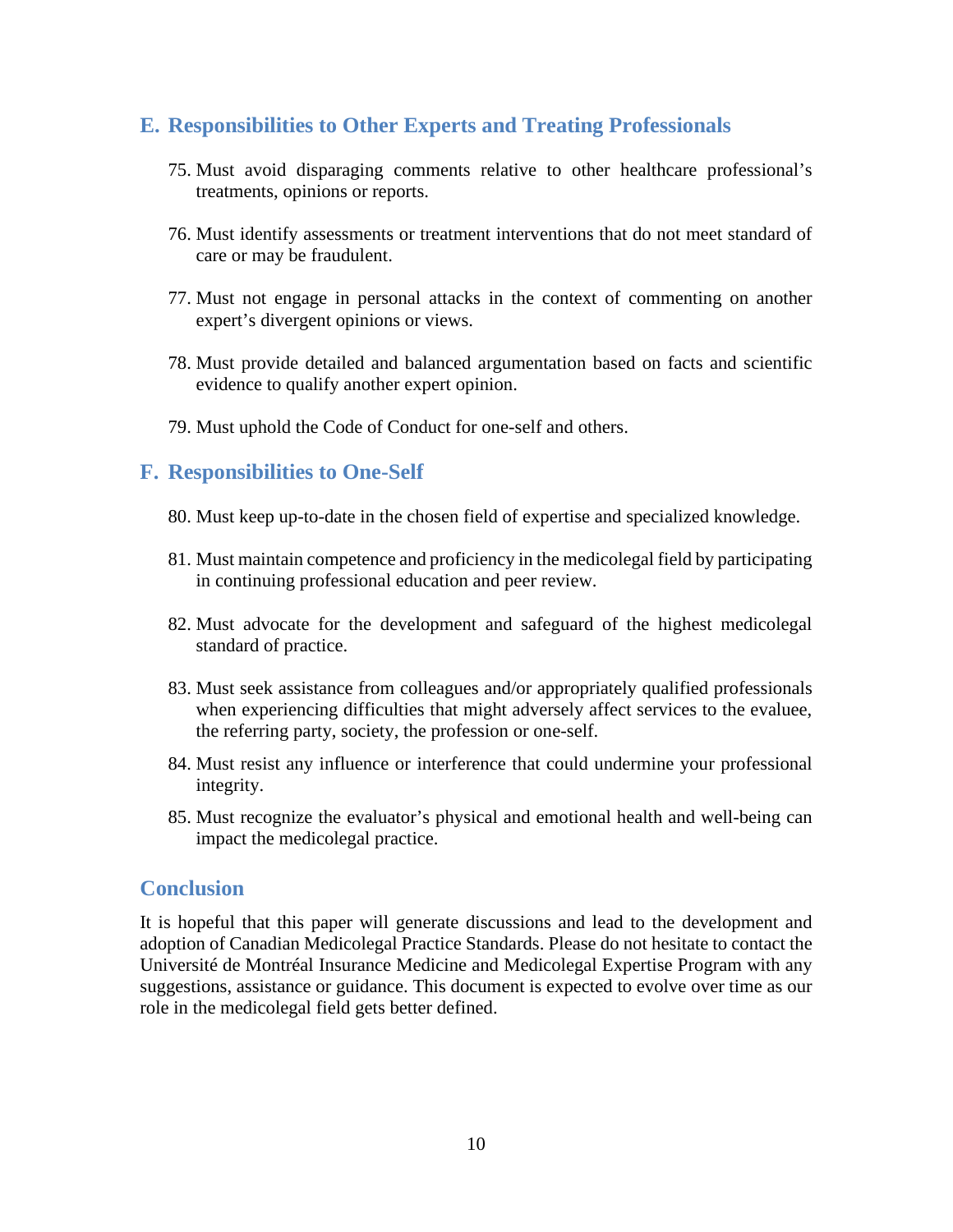## E. Responsibilities to Other Experts and Treating Professionals

75. Must avoid disparaging comments relative to other healthcare professional's treatments, opinions or reports.

76. Must identify assessments or treatment interventions that do not meet standard of care or may be fraudulent.

77. Must not engage in personal attacks in the context of commenting on another expert's divergent opinions or views.

78. Must provide detailed and balanced argumentation based on facts and scientific evidence to qualify another expert opinion.

79. Must uphold the Code of Conduct for one-self and others.

## F. Responsibilities to One-Self

80. Must keep up-to-date in the chosen field of expertise and specialized knowledge.

81. Must maintain competence and proficiency in the medicolegal field by participating in continuing professional education and peer review.

82. Must advocate for the development and safeguard of the highest medicolegal standard of practice.

83. Must seek assistance from colleagues and/or appropriately qualified professionals when experiencing difficulties that might adversely affect services to the evaluee, the referring party, society, the profession or one-self.

84. Must resist any influence or interference that could undermine your professional integrity.

85. Must recognize the evaluator's physical and emotional health and well-being can impact the medicolegal practice.

## Conclusion

It is hopeful that this paper will generate discussions and lead to the development and adoption of Canadian Medicolegal Practice Standards. Please do not hesitate to contact the Université de Montréal Insurance Medicine and Medicolegal Expertise Program with any suggestions, assistance or guidance. This document is expected to evolve over time as our role in the medicolegal field gets better defined.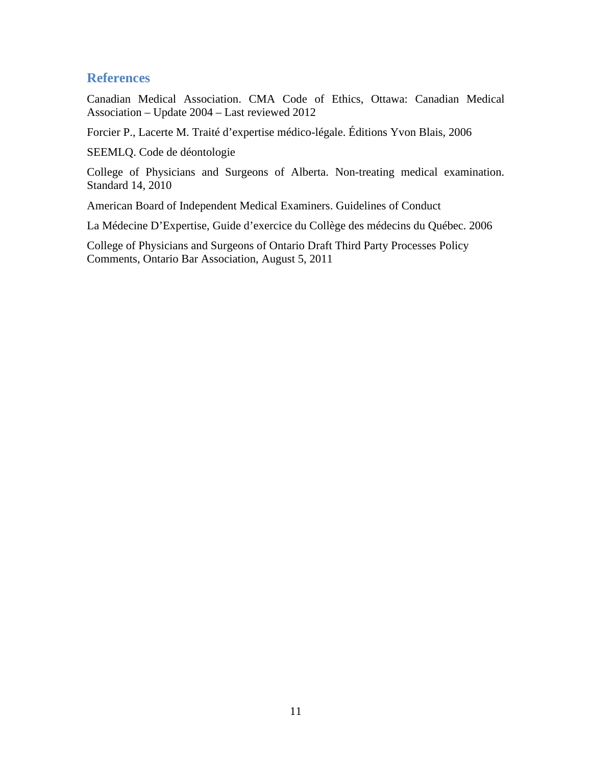## References

Canadian Medical Association. CMA Code of Ethics, Ottawa: Canadian Medical Association – Update 2004 – Last reviewed 2012

Forcier P., Lacerte M. Traité d'expertise médico-légale. Éditions Yvon Blais, 2006

SEEMLQ. Code de déontologie

College of Physicians and Surgeons of Alberta. Non-treating medical examination. Standard 14, 2010

American Board of Independent Medical Examiners. Guidelines of Conduct

La Médecine D'Expertise, Guide d'exercice du Collège des médecins du Québec. 2006

College of Physicians and Surgeons of Ontario Draft Third Party Processes Policy Comments, Ontario Bar Association, August 5, 2011